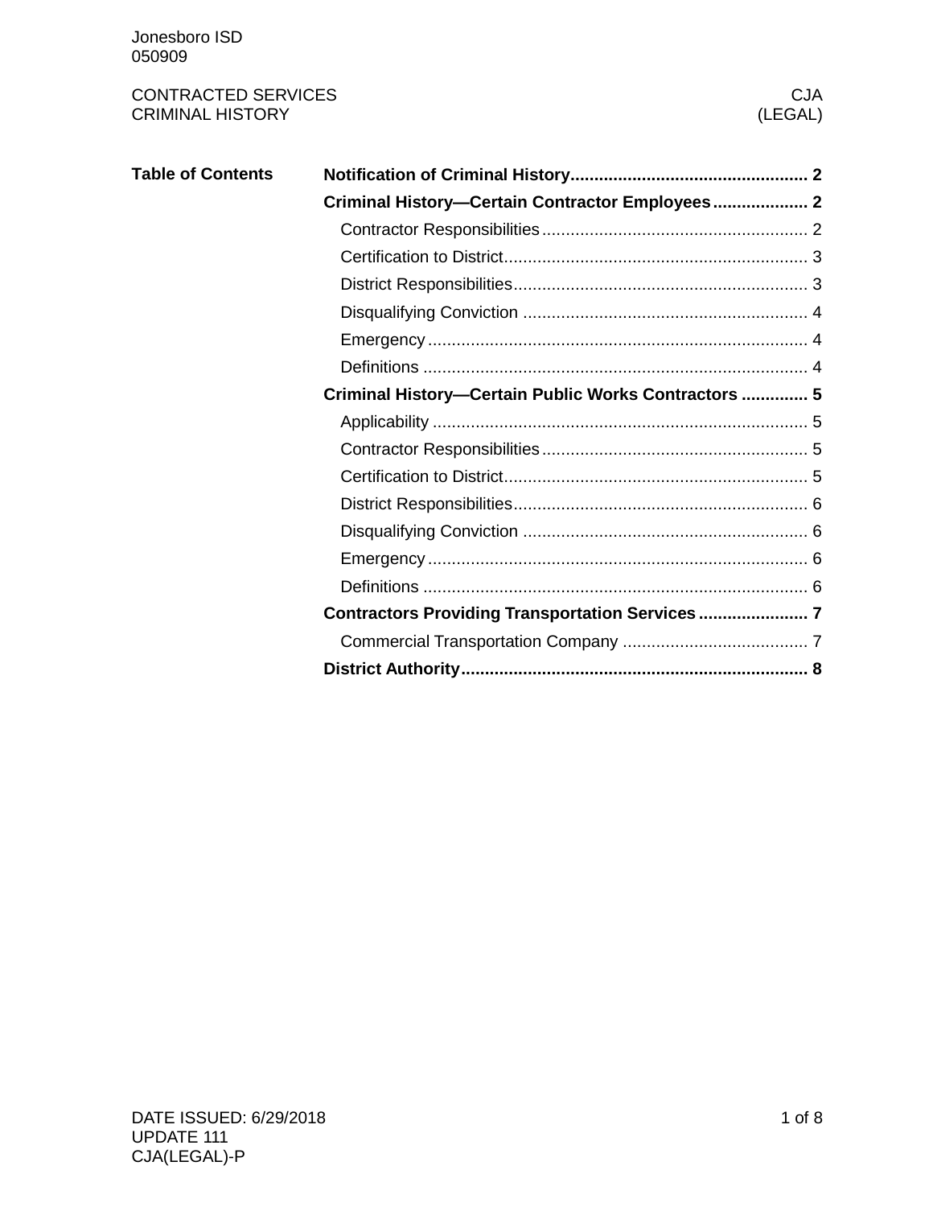Jonesboro ISD
050909

CONTRACTED SERVICES
CRIMINAL HISTORY

CJA
(LEGAL)

**Table of Contents**

**Notification of Criminal History** .......... 2

**Criminal History—Certain Contractor Employees** .......... 2

- Contractor Responsibilities .......... 2
- Certification to District .......... 3
- District Responsibilities .......... 3
- Disqualifying Conviction .......... 4
- Emergency .......... 4
- Definitions .......... 4

**Criminal History—Certain Public Works Contractors** .......... 5

- Applicability .......... 5
- Contractor Responsibilities .......... 5
- Certification to District .......... 5
- District Responsibilities .......... 6
- Disqualifying Conviction .......... 6
- Emergency .......... 6
- Definitions .......... 6

**Contractors Providing Transportation Services** .......... 7

- Commercial Transportation Company .......... 7

**District Authority** .......... 8

DATE ISSUED: 6/29/2018
UPDATE 111
CJA(LEGAL)-P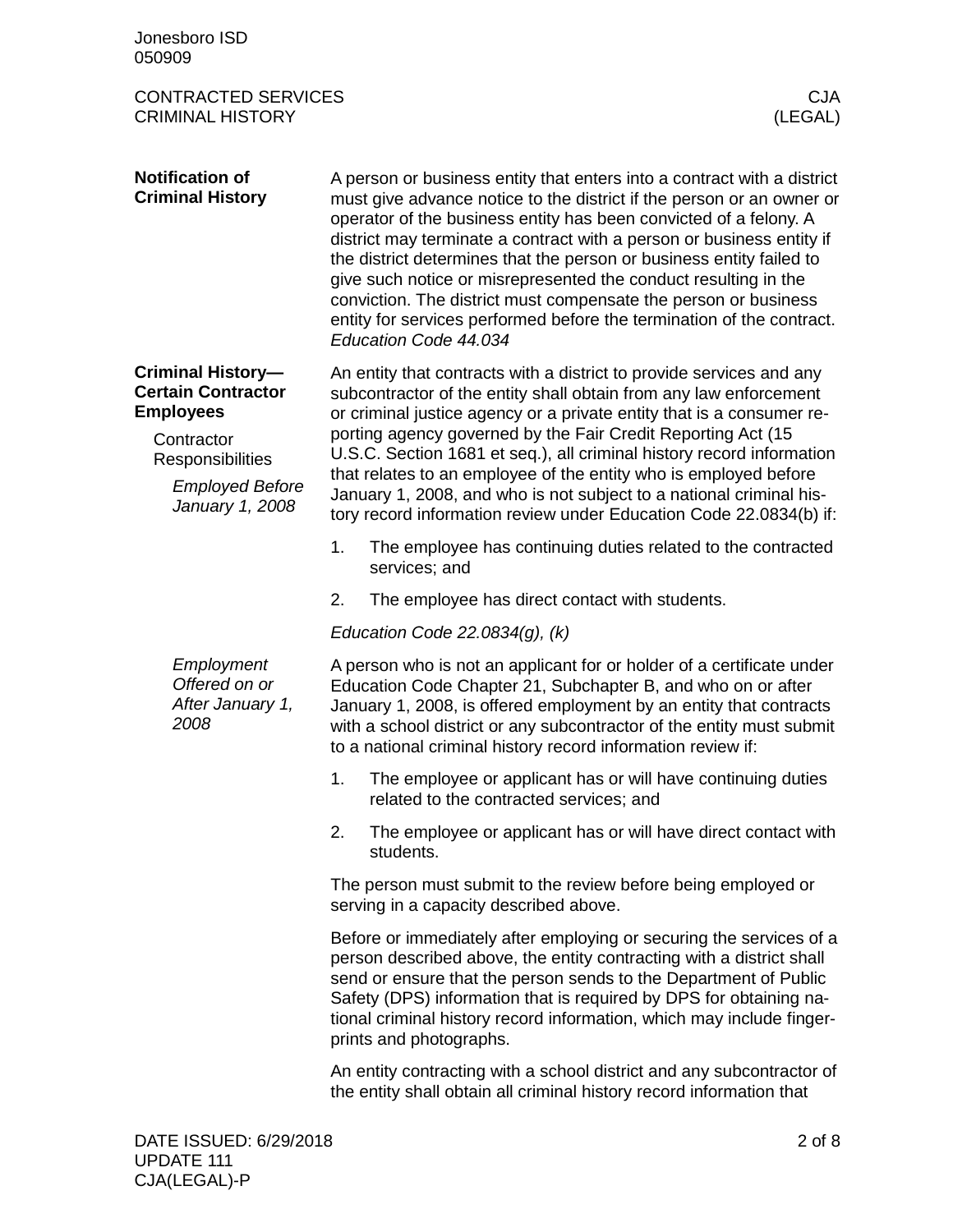## Notification of Criminal History

A person or business entity that enters into a contract with a district must give advance notice to the district if the person or an owner or operator of the business entity has been convicted of a felony. A district may terminate a contract with a person or business entity if the district determines that the person or business entity failed to give such notice or misrepresented the conduct resulting in the conviction. The district must compensate the person or business entity for services performed before the termination of the contract. *Education Code 44.034*

## Criminal History—Certain Contractor Employees

### Contractor Responsibilities

#### *Employed Before January 1, 2008*

An entity that contracts with a district to provide services and any subcontractor of the entity shall obtain from any law enforcement or criminal justice agency or a private entity that is a consumer reporting agency governed by the Fair Credit Reporting Act (15 U.S.C. Section 1681 et seq.), all criminal history record information that relates to an employee of the entity who is employed before January 1, 2008, and who is not subject to a national criminal history record information review under Education Code 22.0834(b) if:

1. The employee has continuing duties related to the contracted services; and
2. The employee has direct contact with students.

*Education Code 22.0834(g), (k)*

#### *Employment Offered on or After January 1, 2008*

A person who is not an applicant for or holder of a certificate under Education Code Chapter 21, Subchapter B, and who on or after January 1, 2008, is offered employment by an entity that contracts with a school district or any subcontractor of the entity must submit to a national criminal history record information review if:

1. The employee or applicant has or will have continuing duties related to the contracted services; and
2. The employee or applicant has or will have direct contact with students.

The person must submit to the review before being employed or serving in a capacity described above.

Before or immediately after employing or securing the services of a person described above, the entity contracting with a district shall send or ensure that the person sends to the Department of Public Safety (DPS) information that is required by DPS for obtaining national criminal history record information, which may include fingerprints and photographs.

An entity contracting with a school district and any subcontractor of the entity shall obtain all criminal history record information that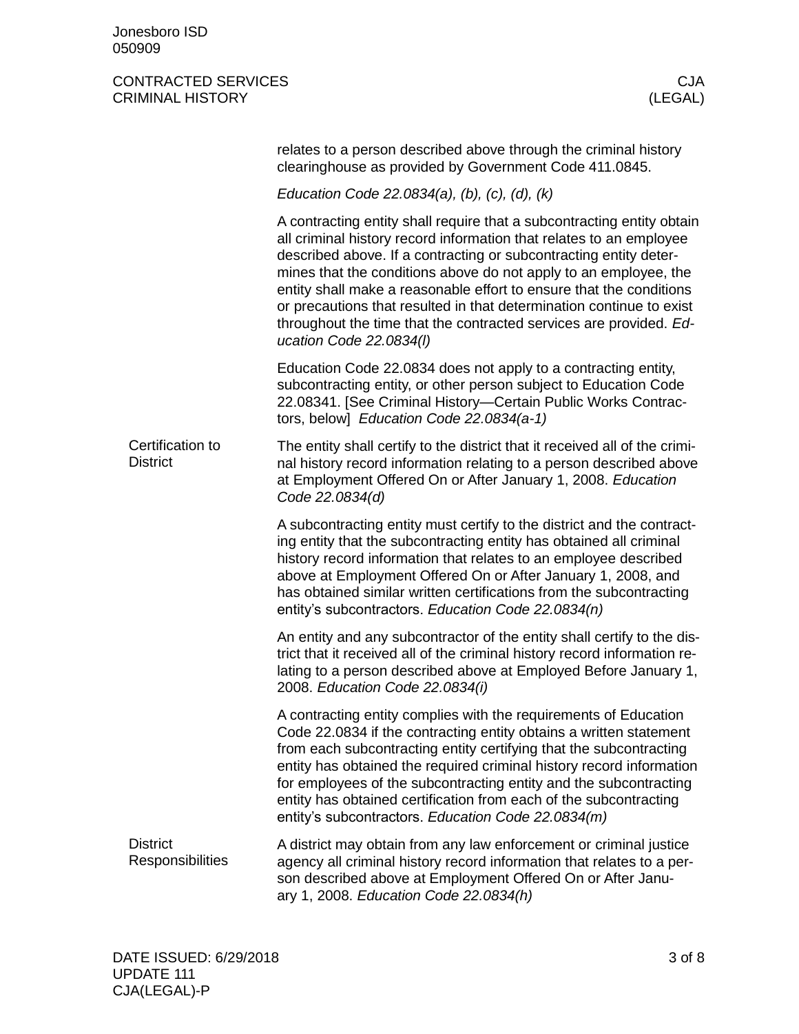relates to a person described above through the criminal history clearinghouse as provided by Government Code 411.0845.

*Education Code 22.0834(a), (b), (c), (d), (k)*

A contracting entity shall require that a subcontracting entity obtain all criminal history record information that relates to an employee described above. If a contracting or subcontracting entity determines that the conditions above do not apply to an employee, the entity shall make a reasonable effort to ensure that the conditions or precautions that resulted in that determination continue to exist throughout the time that the contracted services are provided. *Education Code 22.0834(l)*

Education Code 22.0834 does not apply to a contracting entity, subcontracting entity, or other person subject to Education Code 22.08341. [See Criminal History—Certain Public Works Contractors, below] *Education Code 22.0834(a-1)*

### Certification to District

The entity shall certify to the district that it received all of the criminal history record information relating to a person described above at Employment Offered On or After January 1, 2008. *Education Code 22.0834(d)*

A subcontracting entity must certify to the district and the contracting entity that the subcontracting entity has obtained all criminal history record information that relates to an employee described above at Employment Offered On or After January 1, 2008, and has obtained similar written certifications from the subcontracting entity's subcontractors. *Education Code 22.0834(n)*

An entity and any subcontractor of the entity shall certify to the district that it received all of the criminal history record information relating to a person described above at Employed Before January 1, 2008. *Education Code 22.0834(i)*

A contracting entity complies with the requirements of Education Code 22.0834 if the contracting entity obtains a written statement from each subcontracting entity certifying that the subcontracting entity has obtained the required criminal history record information for employees of the subcontracting entity and the subcontracting entity has obtained certification from each of the subcontracting entity's subcontractors. *Education Code 22.0834(m)*

### District Responsibilities

A district may obtain from any law enforcement or criminal justice agency all criminal history record information that relates to a person described above at Employment Offered On or After January 1, 2008. *Education Code 22.0834(h)*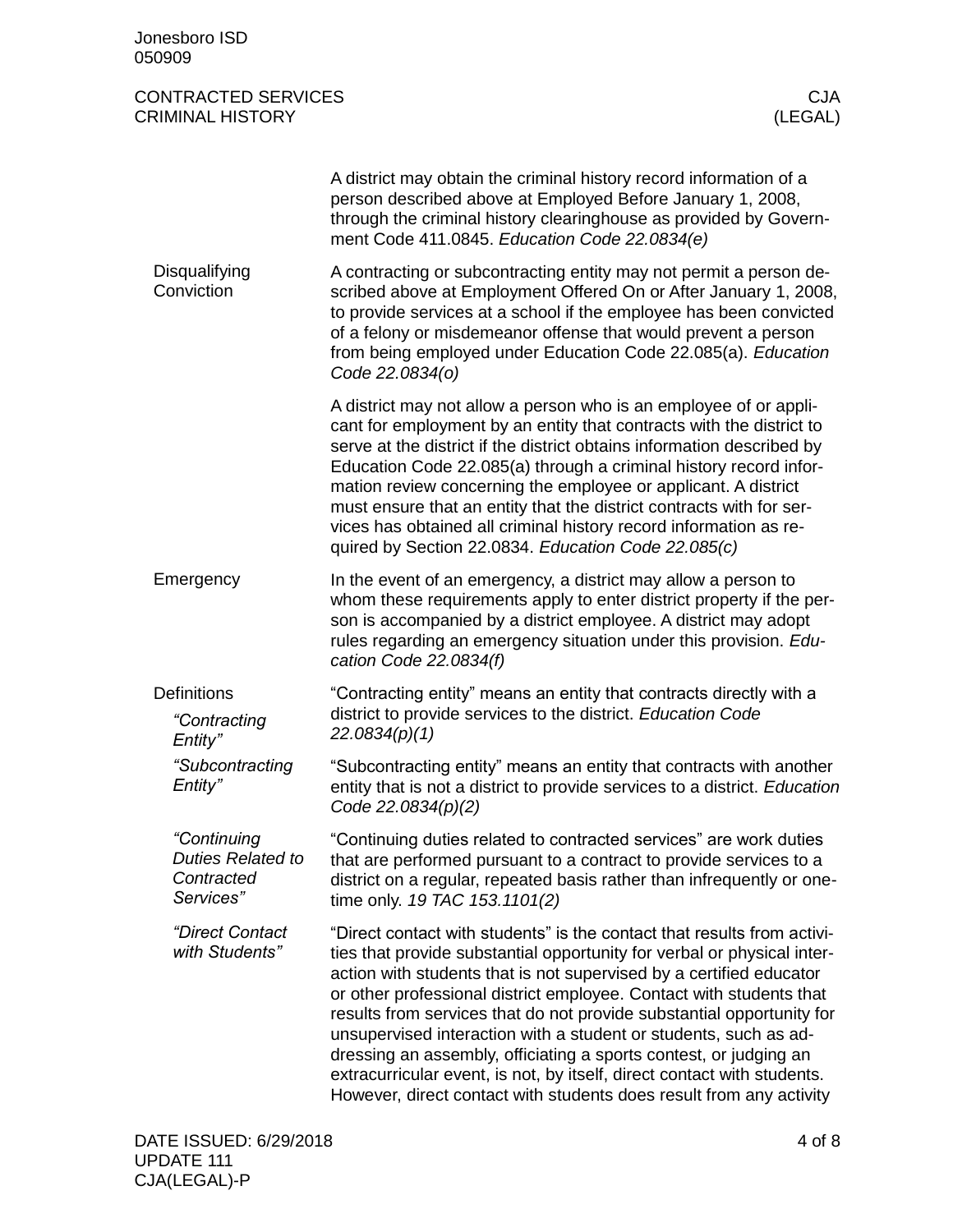A district may obtain the criminal history record information of a person described above at Employed Before January 1, 2008, through the criminal history clearinghouse as provided by Government Code 411.0845. *Education Code 22.0834(e)*

## Disqualifying Conviction

A contracting or subcontracting entity may not permit a person described above at Employment Offered On or After January 1, 2008, to provide services at a school if the employee has been convicted of a felony or misdemeanor offense that would prevent a person from being employed under Education Code 22.085(a). *Education Code 22.0834(o)*

A district may not allow a person who is an employee of or applicant for employment by an entity that contracts with the district to serve at the district if the district obtains information described by Education Code 22.085(a) through a criminal history record information review concerning the employee or applicant. A district must ensure that an entity that the district contracts with for services has obtained all criminal history record information as required by Section 22.0834. *Education Code 22.085(c)*

## Emergency

In the event of an emergency, a district may allow a person to whom these requirements apply to enter district property if the person is accompanied by a district employee. A district may adopt rules regarding an emergency situation under this provision. *Education Code 22.0834(f)*

## Definitions

### *"Contracting Entity"*

"Contracting entity" means an entity that contracts directly with a district to provide services to the district. *Education Code 22.0834(p)(1)*

### *"Subcontracting Entity"*

"Subcontracting entity" means an entity that contracts with another entity that is not a district to provide services to a district. *Education Code 22.0834(p)(2)*

### *"Continuing Duties Related to Contracted Services"*

"Continuing duties related to contracted services" are work duties that are performed pursuant to a contract to provide services to a district on a regular, repeated basis rather than infrequently or one-time only. *19 TAC 153.1101(2)*

### *"Direct Contact with Students"*

"Direct contact with students" is the contact that results from activities that provide substantial opportunity for verbal or physical interaction with students that is not supervised by a certified educator or other professional district employee. Contact with students that results from services that do not provide substantial opportunity for unsupervised interaction with a student or students, such as addressing an assembly, officiating a sports contest, or judging an extracurricular event, is not, by itself, direct contact with students. However, direct contact with students does result from any activity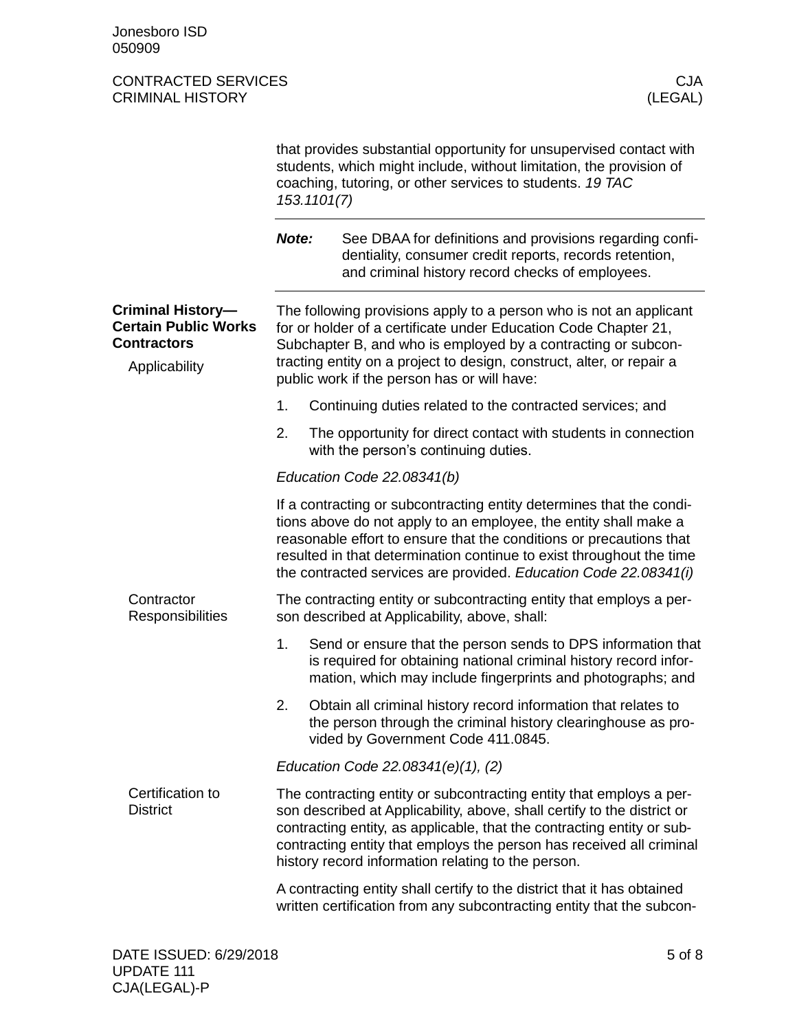that provides substantial opportunity for unsupervised contact with students, which might include, without limitation, the provision of coaching, tutoring, or other services to students. *19 TAC 153.1101(7)*

---

**Note:** See DBAA for definitions and provisions regarding confidentiality, consumer credit reports, records retention, and criminal history record checks of employees.

---

## Criminal History—Certain Public Works Contractors

### Applicability

The following provisions apply to a person who is not an applicant for or holder of a certificate under Education Code Chapter 21, Subchapter B, and who is employed by a contracting or subcontracting entity on a project to design, construct, alter, or repair a public work if the person has or will have:

1. Continuing duties related to the contracted services; and
2. The opportunity for direct contact with students in connection with the person's continuing duties.

*Education Code 22.08341(b)*

If a contracting or subcontracting entity determines that the conditions above do not apply to an employee, the entity shall make a reasonable effort to ensure that the conditions or precautions that resulted in that determination continue to exist throughout the time the contracted services are provided. *Education Code 22.08341(i)*

### Contractor Responsibilities

The contracting entity or subcontracting entity that employs a person described at Applicability, above, shall:

1. Send or ensure that the person sends to DPS information that is required for obtaining national criminal history record information, which may include fingerprints and photographs; and
2. Obtain all criminal history record information that relates to the person through the criminal history clearinghouse as provided by Government Code 411.0845.

*Education Code 22.08341(e)(1), (2)*

### Certification to District

The contracting entity or subcontracting entity that employs a person described at Applicability, above, shall certify to the district or contracting entity, as applicable, that the contracting entity or subcontracting entity that employs the person has received all criminal history record information relating to the person.

A contracting entity shall certify to the district that it has obtained written certification from any subcontracting entity that the subcon-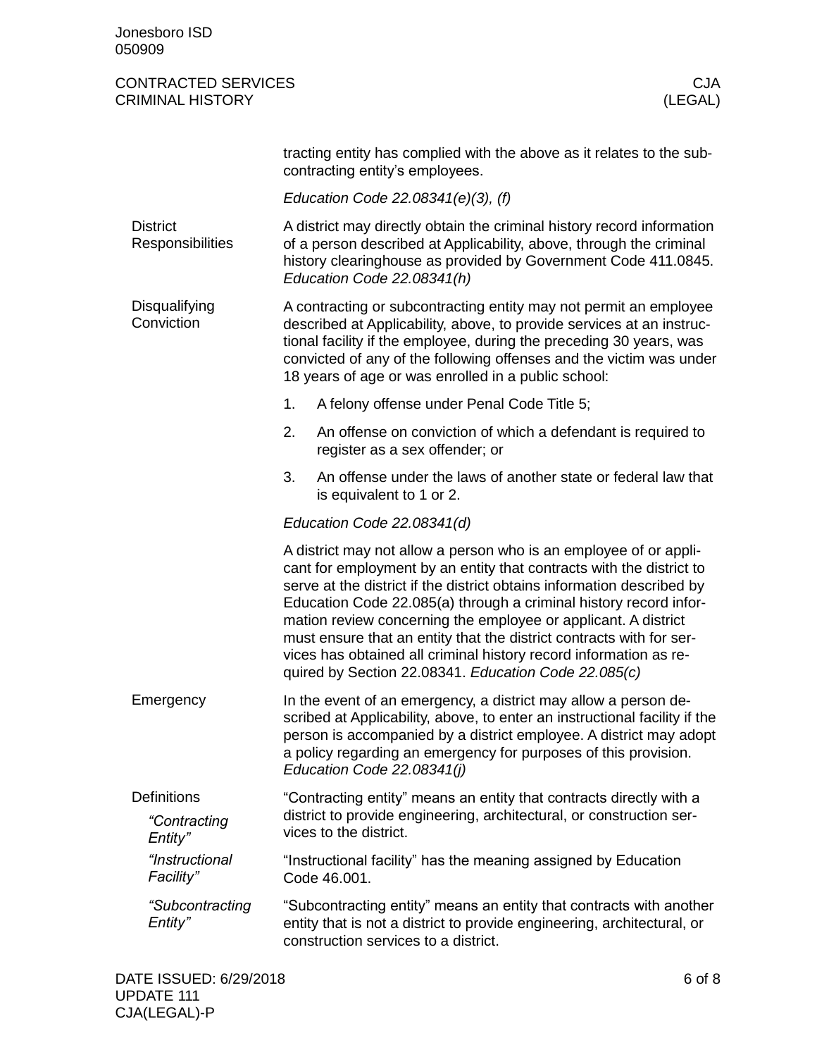tracting entity has complied with the above as it relates to the subcontracting entity's employees.

*Education Code 22.08341(e)(3), (f)*

## District Responsibilities

A district may directly obtain the criminal history record information of a person described at Applicability, above, through the criminal history clearinghouse as provided by Government Code 411.0845. *Education Code 22.08341(h)*

## Disqualifying Conviction

A contracting or subcontracting entity may not permit an employee described at Applicability, above, to provide services at an instructional facility if the employee, during the preceding 30 years, was convicted of any of the following offenses and the victim was under 18 years of age or was enrolled in a public school:

1. A felony offense under Penal Code Title 5;
2. An offense on conviction of which a defendant is required to register as a sex offender; or
3. An offense under the laws of another state or federal law that is equivalent to 1 or 2.

*Education Code 22.08341(d)*

A district may not allow a person who is an employee of or applicant for employment by an entity that contracts with the district to serve at the district if the district obtains information described by Education Code 22.085(a) through a criminal history record information review concerning the employee or applicant. A district must ensure that an entity that the district contracts with for services has obtained all criminal history record information as required by Section 22.08341. *Education Code 22.085(c)*

## Emergency

In the event of an emergency, a district may allow a person described at Applicability, above, to enter an instructional facility if the person is accompanied by a district employee. A district may adopt a policy regarding an emergency for purposes of this provision. *Education Code 22.08341(j)*

## Definitions

### *"Contracting Entity"*

"Contracting entity" means an entity that contracts directly with a district to provide engineering, architectural, or construction services to the district.

### *"Instructional Facility"*

"Instructional facility" has the meaning assigned by Education Code 46.001.

### *"Subcontracting Entity"*

"Subcontracting entity" means an entity that contracts with another entity that is not a district to provide engineering, architectural, or construction services to a district.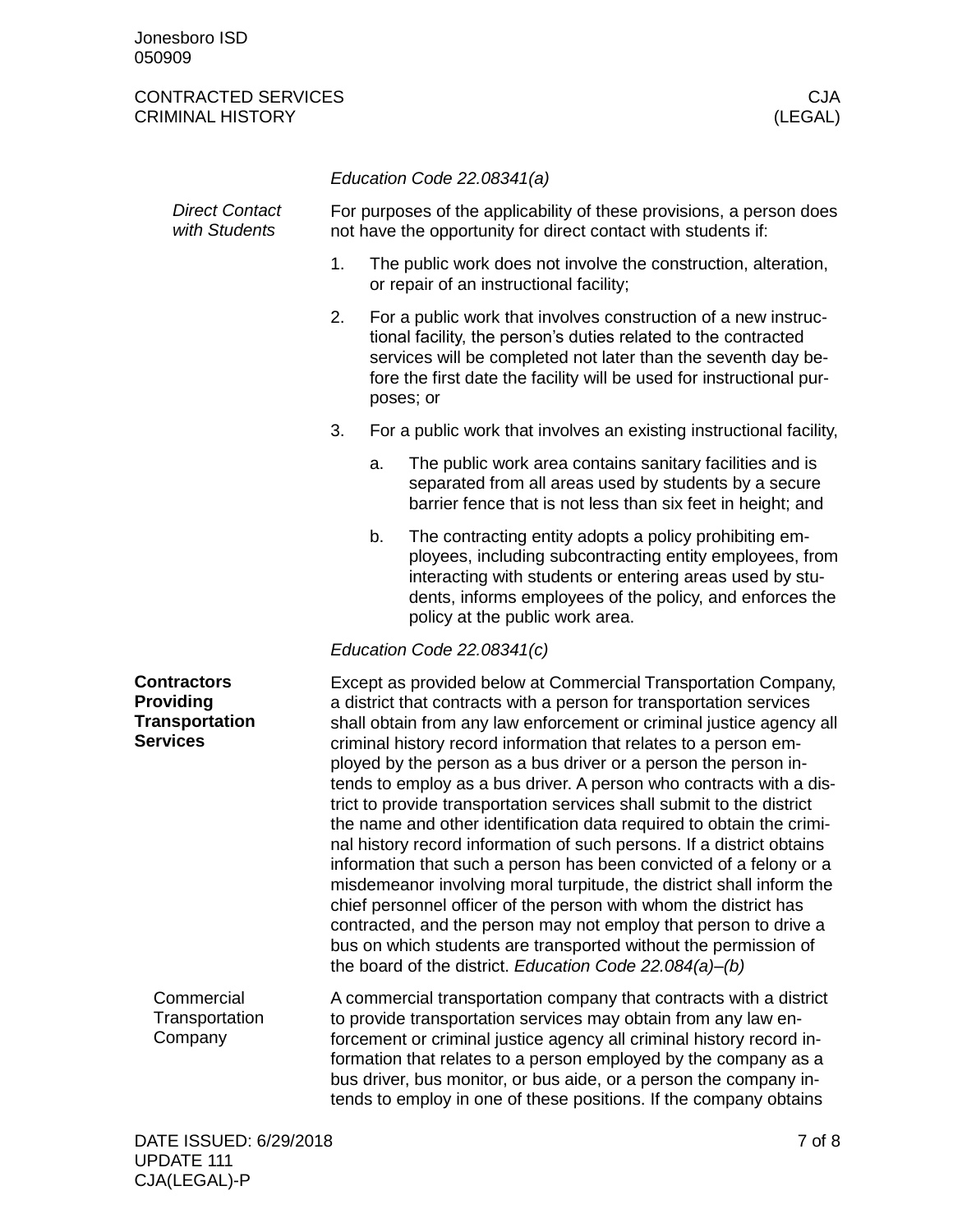*Education Code 22.08341(a)*

*Direct Contact with Students*

For purposes of the applicability of these provisions, a person does not have the opportunity for direct contact with students if:

1. The public work does not involve the construction, alteration, or repair of an instructional facility;
2. For a public work that involves construction of a new instructional facility, the person's duties related to the contracted services will be completed not later than the seventh day before the first date the facility will be used for instructional purposes; or
3. For a public work that involves an existing instructional facility,
   a. The public work area contains sanitary facilities and is separated from all areas used by students by a secure barrier fence that is not less than six feet in height; and
   b. The contracting entity adopts a policy prohibiting employees, including subcontracting entity employees, from interacting with students or entering areas used by students, informs employees of the policy, and enforces the policy at the public work area.

*Education Code 22.08341(c)*

**Contractors Providing Transportation Services**

Except as provided below at Commercial Transportation Company, a district that contracts with a person for transportation services shall obtain from any law enforcement or criminal justice agency all criminal history record information that relates to a person employed by the person as a bus driver or a person the person intends to employ as a bus driver. A person who contracts with a district to provide transportation services shall submit to the district the name and other identification data required to obtain the criminal history record information of such persons. If a district obtains information that such a person has been convicted of a felony or a misdemeanor involving moral turpitude, the district shall inform the chief personnel officer of the person with whom the district has contracted, and the person may not employ that person to drive a bus on which students are transported without the permission of the board of the district. *Education Code 22.084(a)–(b)*

Commercial Transportation Company

A commercial transportation company that contracts with a district to provide transportation services may obtain from any law enforcement or criminal justice agency all criminal history record information that relates to a person employed by the company as a bus driver, bus monitor, or bus aide, or a person the company intends to employ in one of these positions. If the company obtains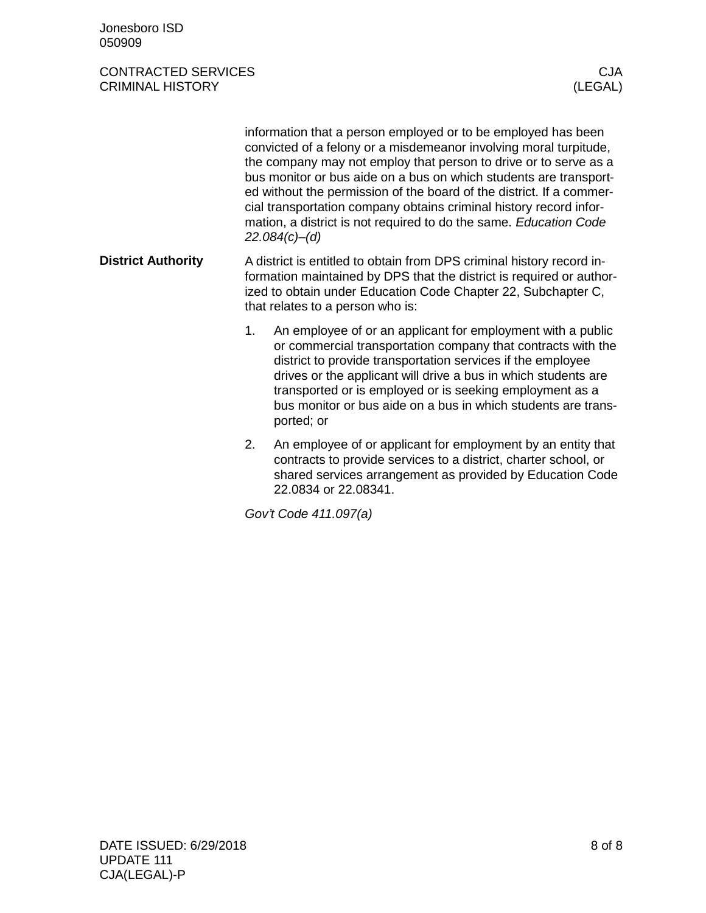information that a person employed or to be employed has been convicted of a felony or a misdemeanor involving moral turpitude, the company may not employ that person to drive or to serve as a bus monitor or bus aide on a bus on which students are transported without the permission of the board of the district. If a commercial transportation company obtains criminal history record information, a district is not required to do the same. *Education Code 22.084(c)–(d)*

**District Authority**

A district is entitled to obtain from DPS criminal history record information maintained by DPS that the district is required or authorized to obtain under Education Code Chapter 22, Subchapter C, that relates to a person who is:

1. An employee of or an applicant for employment with a public or commercial transportation company that contracts with the district to provide transportation services if the employee drives or the applicant will drive a bus in which students are transported or is employed or is seeking employment as a bus monitor or bus aide on a bus in which students are transported; or
2. An employee of or applicant for employment by an entity that contracts to provide services to a district, charter school, or shared services arrangement as provided by Education Code 22.0834 or 22.08341.

*Gov't Code 411.097(a)*